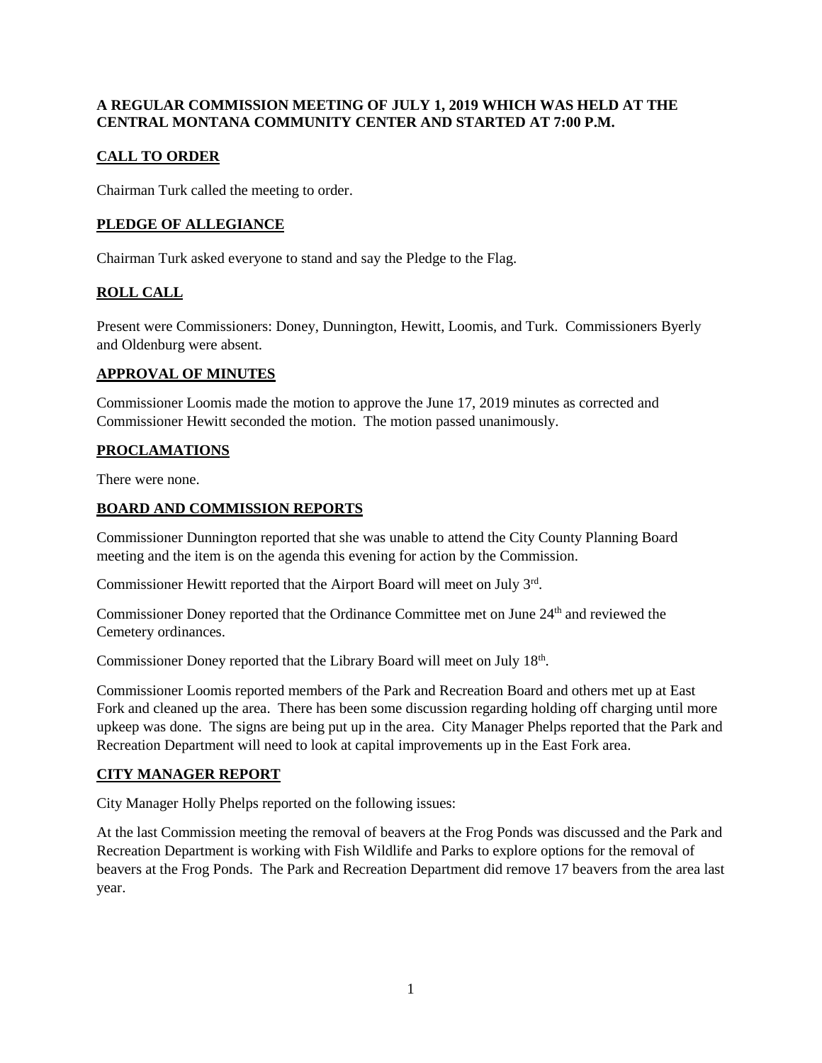**A REGULAR COMMISSION MEETING OF JULY 1, 2019 WHICH WAS HELD AT THE CENTRAL MONTANA COMMUNITY CENTER AND STARTED AT 7:00 P.M.**

## CALL TO ORDER

Chairman Turk called the meeting to order.

## PLEDGE OF ALLEGIANCE

Chairman Turk asked everyone to stand and say the Pledge to the Flag.

## ROLL CALL

Present were Commissioners: Doney, Dunnington, Hewitt, Loomis, and Turk. Commissioners Byerly and Oldenburg were absent.

## APPROVAL OF MINUTES

Commissioner Loomis made the motion to approve the June 17, 2019 minutes as corrected and Commissioner Hewitt seconded the motion. The motion passed unanimously.

## PROCLAMATIONS

There were none.

## BOARD AND COMMISSION REPORTS

Commissioner Dunnington reported that she was unable to attend the City County Planning Board meeting and the item is on the agenda this evening for action by the Commission.

Commissioner Hewitt reported that the Airport Board will meet on July 3rd.

Commissioner Doney reported that the Ordinance Committee met on June 24th and reviewed the Cemetery ordinances.

Commissioner Doney reported that the Library Board will meet on July 18th.

Commissioner Loomis reported members of the Park and Recreation Board and others met up at East Fork and cleaned up the area. There has been some discussion regarding holding off charging until more upkeep was done. The signs are being put up in the area. City Manager Phelps reported that the Park and Recreation Department will need to look at capital improvements up in the East Fork area.

## CITY MANAGER REPORT

City Manager Holly Phelps reported on the following issues:

At the last Commission meeting the removal of beavers at the Frog Ponds was discussed and the Park and Recreation Department is working with Fish Wildlife and Parks to explore options for the removal of beavers at the Frog Ponds. The Park and Recreation Department did remove 17 beavers from the area last year.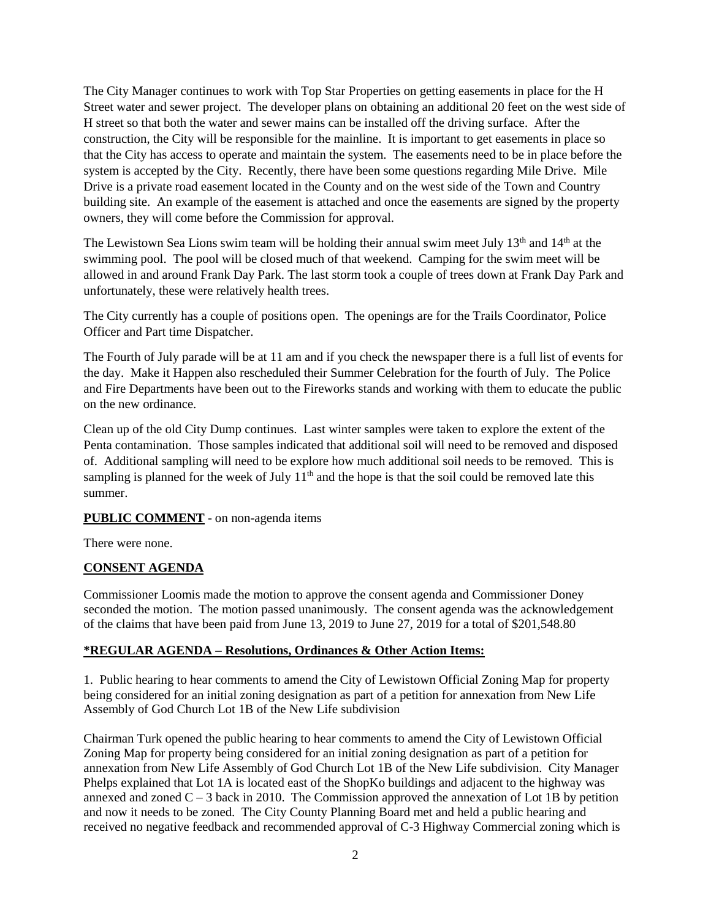The City Manager continues to work with Top Star Properties on getting easements in place for the H Street water and sewer project. The developer plans on obtaining an additional 20 feet on the west side of H street so that both the water and sewer mains can be installed off the driving surface. After the construction, the City will be responsible for the mainline. It is important to get easements in place so that the City has access to operate and maintain the system. The easements need to be in place before the system is accepted by the City. Recently, there have been some questions regarding Mile Drive. Mile Drive is a private road easement located in the County and on the west side of the Town and Country building site. An example of the easement is attached and once the easements are signed by the property owners, they will come before the Commission for approval.

The Lewistown Sea Lions swim team will be holding their annual swim meet July 13th and 14th at the swimming pool. The pool will be closed much of that weekend. Camping for the swim meet will be allowed in and around Frank Day Park. The last storm took a couple of trees down at Frank Day Park and unfortunately, these were relatively health trees.

The City currently has a couple of positions open. The openings are for the Trails Coordinator, Police Officer and Part time Dispatcher.

The Fourth of July parade will be at 11 am and if you check the newspaper there is a full list of events for the day. Make it Happen also rescheduled their Summer Celebration for the fourth of July. The Police and Fire Departments have been out to the Fireworks stands and working with them to educate the public on the new ordinance.

Clean up of the old City Dump continues. Last winter samples were taken to explore the extent of the Penta contamination. Those samples indicated that additional soil will need to be removed and disposed of. Additional sampling will need to be explore how much additional soil needs to be removed. This is sampling is planned for the week of July 11th and the hope is that the soil could be removed late this summer.

**PUBLIC COMMENT** - on non-agenda items

There were none.

**CONSENT AGENDA**

Commissioner Loomis made the motion to approve the consent agenda and Commissioner Doney seconded the motion. The motion passed unanimously. The consent agenda was the acknowledgement of the claims that have been paid from June 13, 2019 to June 27, 2019 for a total of $201,548.80

**\*REGULAR AGENDA – Resolutions, Ordinances & Other Action Items:**

1. Public hearing to hear comments to amend the City of Lewistown Official Zoning Map for property being considered for an initial zoning designation as part of a petition for annexation from New Life Assembly of God Church Lot 1B of the New Life subdivision

Chairman Turk opened the public hearing to hear comments to amend the City of Lewistown Official Zoning Map for property being considered for an initial zoning designation as part of a petition for annexation from New Life Assembly of God Church Lot 1B of the New Life subdivision. City Manager Phelps explained that Lot 1A is located east of the ShopKo buildings and adjacent to the highway was annexed and zoned C – 3 back in 2010. The Commission approved the annexation of Lot 1B by petition and now it needs to be zoned. The City County Planning Board met and held a public hearing and received no negative feedback and recommended approval of C-3 Highway Commercial zoning which is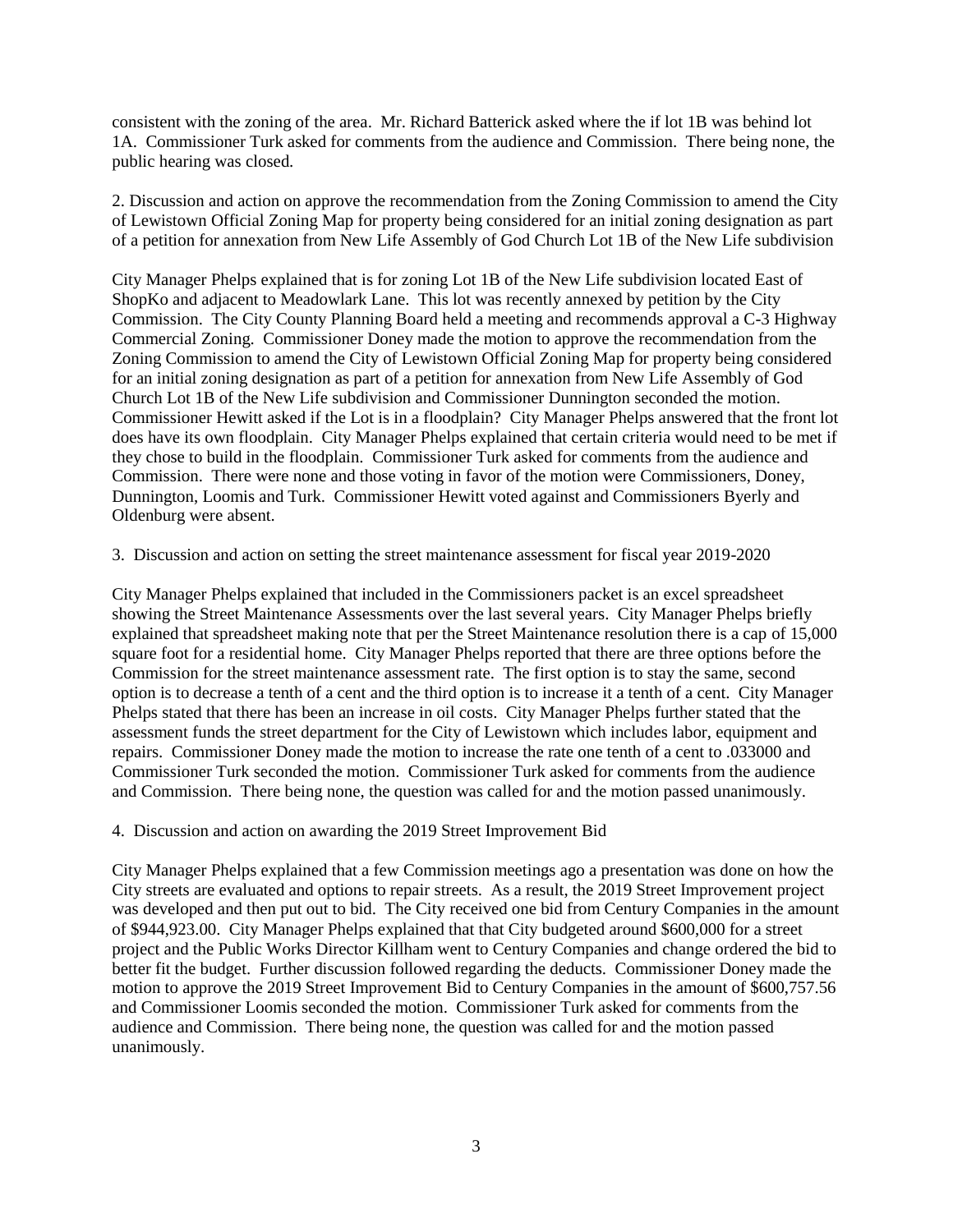consistent with the zoning of the area. Mr. Richard Batterick asked where the if lot 1B was behind lot 1A. Commissioner Turk asked for comments from the audience and Commission. There being none, the public hearing was closed.

2. Discussion and action on approve the recommendation from the Zoning Commission to amend the City of Lewistown Official Zoning Map for property being considered for an initial zoning designation as part of a petition for annexation from New Life Assembly of God Church Lot 1B of the New Life subdivision

City Manager Phelps explained that is for zoning Lot 1B of the New Life subdivision located East of ShopKo and adjacent to Meadowlark Lane. This lot was recently annexed by petition by the City Commission. The City County Planning Board held a meeting and recommends approval a C-3 Highway Commercial Zoning. Commissioner Doney made the motion to approve the recommendation from the Zoning Commission to amend the City of Lewistown Official Zoning Map for property being considered for an initial zoning designation as part of a petition for annexation from New Life Assembly of God Church Lot 1B of the New Life subdivision and Commissioner Dunnington seconded the motion. Commissioner Hewitt asked if the Lot is in a floodplain? City Manager Phelps answered that the front lot does have its own floodplain. City Manager Phelps explained that certain criteria would need to be met if they chose to build in the floodplain. Commissioner Turk asked for comments from the audience and Commission. There were none and those voting in favor of the motion were Commissioners, Doney, Dunnington, Loomis and Turk. Commissioner Hewitt voted against and Commissioners Byerly and Oldenburg were absent.

3. Discussion and action on setting the street maintenance assessment for fiscal year 2019-2020

City Manager Phelps explained that included in the Commissioners packet is an excel spreadsheet showing the Street Maintenance Assessments over the last several years. City Manager Phelps briefly explained that spreadsheet making note that per the Street Maintenance resolution there is a cap of 15,000 square foot for a residential home. City Manager Phelps reported that there are three options before the Commission for the street maintenance assessment rate. The first option is to stay the same, second option is to decrease a tenth of a cent and the third option is to increase it a tenth of a cent. City Manager Phelps stated that there has been an increase in oil costs. City Manager Phelps further stated that the assessment funds the street department for the City of Lewistown which includes labor, equipment and repairs. Commissioner Doney made the motion to increase the rate one tenth of a cent to .033000 and Commissioner Turk seconded the motion. Commissioner Turk asked for comments from the audience and Commission. There being none, the question was called for and the motion passed unanimously.

4. Discussion and action on awarding the 2019 Street Improvement Bid

City Manager Phelps explained that a few Commission meetings ago a presentation was done on how the City streets are evaluated and options to repair streets. As a result, the 2019 Street Improvement project was developed and then put out to bid. The City received one bid from Century Companies in the amount of $944,923.00. City Manager Phelps explained that that City budgeted around $600,000 for a street project and the Public Works Director Killham went to Century Companies and change ordered the bid to better fit the budget. Further discussion followed regarding the deducts. Commissioner Doney made the motion to approve the 2019 Street Improvement Bid to Century Companies in the amount of $600,757.56 and Commissioner Loomis seconded the motion. Commissioner Turk asked for comments from the audience and Commission. There being none, the question was called for and the motion passed unanimously.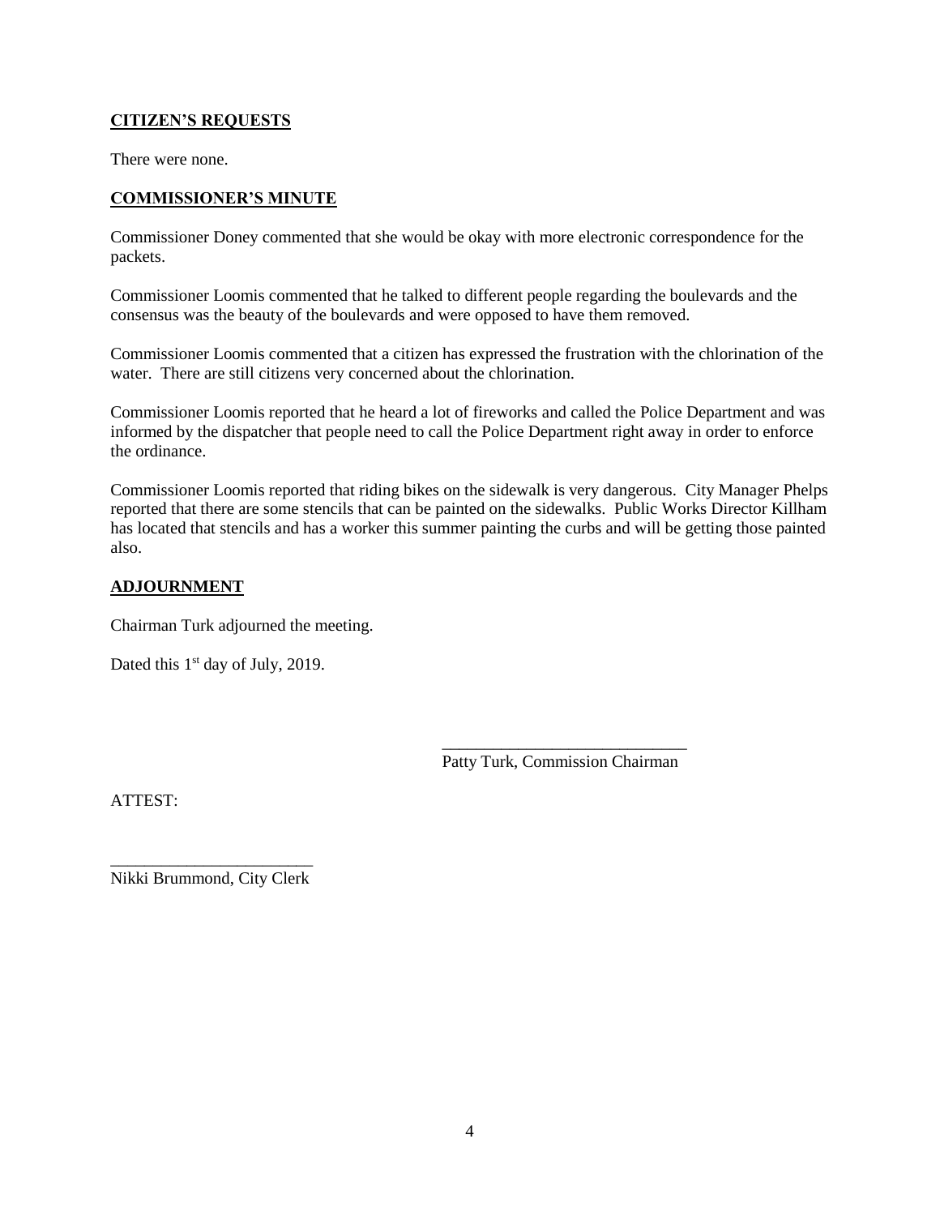## CITIZEN'S REQUESTS

There were none.

## COMMISSIONER'S MINUTE

Commissioner Doney commented that she would be okay with more electronic correspondence for the packets.

Commissioner Loomis commented that he talked to different people regarding the boulevards and the consensus was the beauty of the boulevards and were opposed to have them removed.

Commissioner Loomis commented that a citizen has expressed the frustration with the chlorination of the water. There are still citizens very concerned about the chlorination.

Commissioner Loomis reported that he heard a lot of fireworks and called the Police Department and was informed by the dispatcher that people need to call the Police Department right away in order to enforce the ordinance.

Commissioner Loomis reported that riding bikes on the sidewalk is very dangerous. City Manager Phelps reported that there are some stencils that can be painted on the sidewalks. Public Works Director Killham has located that stencils and has a worker this summer painting the curbs and will be getting those painted also.

## ADJOURNMENT

Chairman Turk adjourned the meeting.

Dated this 1st day of July, 2019.

_____________________________
Patty Turk, Commission Chairman

ATTEST:

________________________
Nikki Brummond, City Clerk